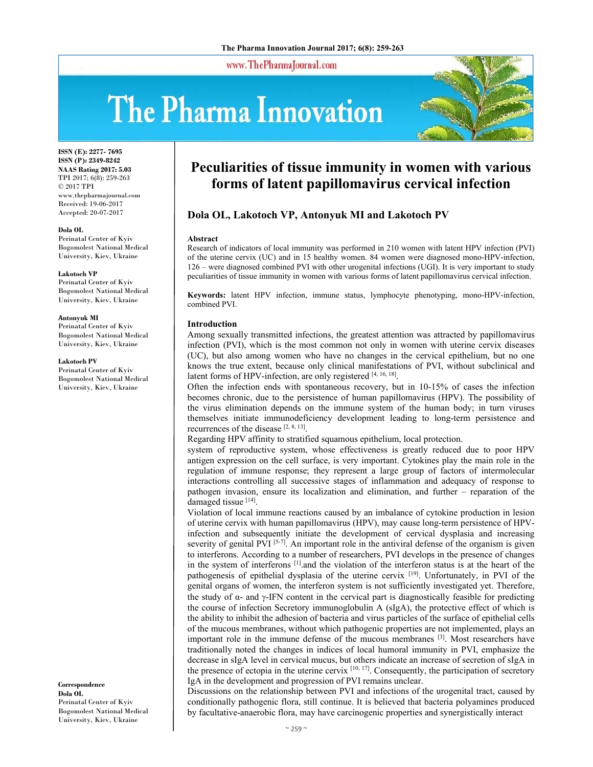# Peculiarities of tissue immunity in women with various forms of latent papillomavirus cervical infection

**Dola OL, Lakotoch VP, Antonyuk MI and Lakotoch PV**

ISSN (E): 2277- 7695
ISSN (P): 2349-8242
NAAS Rating 2017: 5.03
TPI 2017; 6(8): 259-263
© 2017 TPI
www.thepharmajournal.com
Received: 19-06-2017
Accepted: 20-07-2017

**Dola OL**
Perinatal Center of Kyiv
Bogomolest National Medical University, Kiev, Ukraine

**Lakotoch VP**
Perinatal Center of Kyiv
Bogomolest National Medical University, Kiev, Ukraine

**Antonyuk MI**
Perinatal Center of Kyiv
Bogomolest National Medical University, Kiev, Ukraine

**Lakotoch PV**
Perinatal Center of Kyiv
Bogomolest National Medical University, Kiev, Ukraine

**Correspondence**
**Dola OL**
Perinatal Center of Kyiv
Bogomolest National Medical University, Kiev, Ukraine

## Abstract

Research of indicators of local immunity was performed in 210 women with latent HPV infection (PVI) of the uterine cervix (UC) and in 15 healthy women. 84 women were diagnosed mono-HPV-infection, 126 – were diagnosed combined PVI with other urogenital infections (UGI). It is very important to study peculiarities of tissue immunity in women with various forms of latent papillomavirus cervical infection.

**Keywords:** latent HPV infection, immune status, lymphocyte phenotyping, mono-HPV-infection, combined PVI.

## Introduction

Among sexually transmitted infections, the greatest attention was attracted by papillomavirus infection (PVI), which is the most common not only in women with uterine cervix diseases (UC), but also among women who have no changes in the cervical epithelium, but no one knows the true extent, because only clinical manifestations of PVI, without subclinical and latent forms of HPV-infection, are only registered [4, 16, 18].

Often the infection ends with spontaneous recovery, but in 10-15% of cases the infection becomes chronic, due to the persistence of human papillomavirus (HPV). The possibility of the virus elimination depends on the immune system of the human body; in turn viruses themselves initiate immunodeficiency development leading to long-term persistence and recurrences of the disease [2, 8, 13].

Regarding HPV affinity to stratified squamous epithelium, local protection.

system of reproductive system, whose effectiveness is greatly reduced due to poor HPV antigen expression on the cell surface, is very important. Cytokines play the main role in the regulation of immune response; they represent a large group of factors of intermolecular interactions controlling all successive stages of inflammation and adequacy of response to pathogen invasion, ensure its localization and elimination, and further – reparation of the damaged tissue [14].

Violation of local immune reactions caused by an imbalance of cytokine production in lesion of uterine cervix with human papillomavirus (HPV), may cause long-term persistence of HPV-infection and subsequently initiate the development of cervical dysplasia and increasing severity of genital PVI [5-7]. An important role in the antiviral defense of the organism is given to interferons. According to a number of researchers, PVI develops in the presence of changes in the system of interferons [1].and the violation of the interferon status is at the heart of the pathogenesis of epithelial dysplasia of the uterine cervix [19]. Unfortunately, in PVI of the genital organs of women, the interferon system is not sufficiently investigated yet. Therefore, the study of α- and γ-IFN content in the cervical part is diagnostically feasible for predicting the course of infection Secretory immunoglobulin A (sIgA), the protective effect of which is the ability to inhibit the adhesion of bacteria and virus particles of the surface of epithelial cells of the mucous membranes, without which pathogenic properties are not implemented, plays an important role in the immune defense of the mucous membranes [3]. Most researchers have traditionally noted the changes in indices of local humoral immunity in PVI, emphasize the decrease in sIgA level in cervical mucus, but others indicate an increase of secretion of sIgA in the presence of ectopia in the uterine cervix [10, 17]. Consequently, the participation of secretory IgA in the development and progression of PVI remains unclear.

Discussions on the relationship between PVI and infections of the urogenital tract, caused by conditionally pathogenic flora, still continue. It is believed that bacteria polyamines produced by facultative-anaerobic flora, may have carcinogenic properties and synergistically interact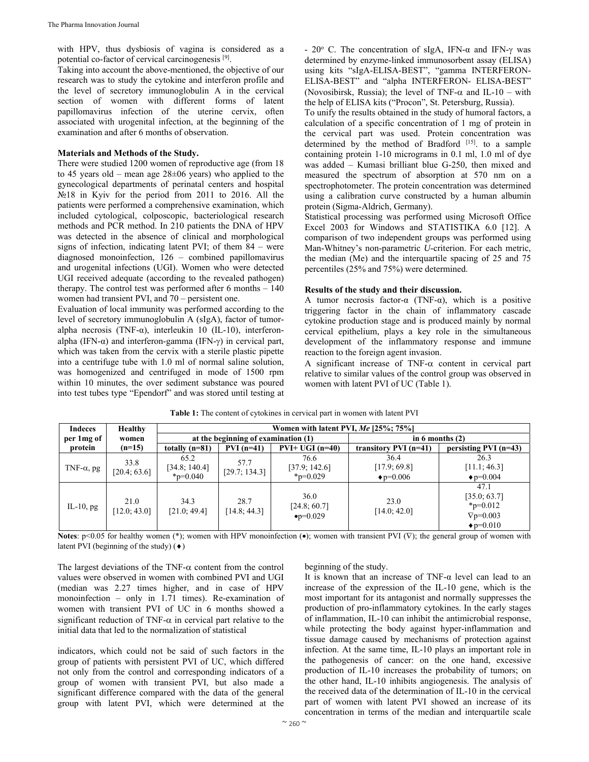with HPV, thus dysbiosis of vagina is considered as a potential co-factor of cervical carcinogenesis [9].

Taking into account the above-mentioned, the objective of our research was to study the cytokine and interferon profile and the level of secretory immunoglobulin A in the cervical section of women with different forms of latent papillomavirus infection of the uterine cervix, often associated with urogenital infection, at the beginning of the examination and after 6 months of observation.

## Materials and Methods of the Study.

There were studied 1200 women of reproductive age (from 18 to 45 years old – mean age 28±06 years) who applied to the gynecological departments of perinatal centers and hospital №18 in Kyiv for the period from 2011 to 2016. All the patients were performed a comprehensive examination, which included cytological, colposcopic, bacteriological research methods and PCR method. In 210 patients the DNA of HPV was detected in the absence of clinical and morphological signs of infection, indicating latent PVI; of them 84 – were diagnosed monoinfection, 126 – combined papillomavirus and urogenital infections (UGI). Women who were detected UGI received adequate (according to the revealed pathogen) therapy. The control test was performed after 6 months – 140 women had transient PVI, and 70 – persistent one.

Evaluation of local immunity was performed according to the level of secretory immunoglobulin A (sIgA), factor of tumor-alpha necrosis (TNF-α), interleukin 10 (IL-10), interferon-alpha (IFN-α) and interferon-gamma (IFN-γ) in cervical part, which was taken from the cervix with a sterile plastic pipette into a centrifuge tube with 1.0 ml of normal saline solution, was homogenized and centrifuged in mode of 1500 rpm within 10 minutes, the over sediment substance was poured into test tubes type "Ependorf" and was stored until testing at - 20° C. The concentration of sIgA, IFN-α and IFN-γ was determined by enzyme-linked immunosorbent assay (ELISA) using kits "sIgA-ELISA-BEST", "gamma INTERFERON-ELISA-BEST" and "alpha INTERFERON- ELISA-BEST" (Novosibirsk, Russia); the level of TNF-α and IL-10 – with the help of ELISA kits ("Procon", St. Petersburg, Russia).

To unify the results obtained in the study of humoral factors, a calculation of a specific concentration of 1 mg of protein in the cervical part was used. Protein concentration was determined by the method of Bradford [15]. to a sample containing protein 1-10 micrograms in 0.1 ml, 1.0 ml of dye was added – Kumasi brilliant blue G-250, then mixed and measured the spectrum of absorption at 570 nm on a spectrophotometer. The protein concentration was determined using a calibration curve constructed by a human albumin protein (Sigma-Aldrich, Germany).

Statistical processing was performed using Microsoft Office Excel 2003 for Windows and STATISTIKA 6.0 [12]. A comparison of two independent groups was performed using Man-Whitney's non-parametric *U*-criterion. For each metric, the median (Me) and the interquartile spacing of 25 and 75 percentiles (25% and 75%) were determined.

## Results of the study and their discussion.

A tumor necrosis factor-α (TNF-α), which is a positive triggering factor in the chain of inflammatory cascade cytokine production stage and is produced mainly by normal cervical epithelium, plays a key role in the simultaneous development of the inflammatory response and immune reaction to the foreign agent invasion.

A significant increase of TNF-α content in cervical part relative to similar values of the control group was observed in women with latent PVI of UC (Table 1).

**Table 1:** The content of cytokines in cervical part in women with latent PVI

| Indeces per 1mg of protein | Healthy women (n=15) | Women with latent PVI, *Me* [25%; 75%] | | | | |
|---|---|---|---|---|---|---|
| | | at the beginning of examination (1) | | | in 6 months (2) | |
| | | totally (n=81) | PVI (n=41) | PVI+ UGI (n=40) | transitory PVI (n=41) | persisting PVI (n=43) |
| TNF-α, pg | 33.8 [20.4; 63.6] | 65.2 [34.8; 140.4] *p=0.040 | 57.7 [29.7; 134.3] | 76.6 [37.9; 142.6] *p=0.029 | 36.4 [17.9; 69.8] ♦p=0.006 | 26.3 [11.1; 46.3] ♦p=0.004 |
| IL-10, pg | 21.0 [12.0; 43.0] | 34.3 [21.0; 49.4] | 28.7 [14.8; 44.3] | 36.0 [24.8; 60.7] •p=0.029 | 23.0 [14.0; 42.0] | 47.1 [35.0; 63.7] *p=0.012 ∇p=0.003 ♦p=0.010 |

**Notes**: p<0.05 for healthy women (*); women with HPV monoinfection (•); women with transient PVI (∇); the general group of women with latent PVI (beginning of the study) (♦)

The largest deviations of the TNF-α content from the control values were observed in women with combined PVI and UGI (median was 2.27 times higher, and in case of HPV monoinfection – only in 1.71 times). Re-examination of women with transient PVI of UC in 6 months showed a significant reduction of TNF-α in cervical part relative to the initial data that led to the normalization of statistical indicators, which could not be said of such factors in the group of patients with persistent PVI of UC, which differed not only from the control and corresponding indicators of a group of women with transient PVI, but also made a significant difference compared with the data of the general group with latent PVI, which were determined at the beginning of the study.

It is known that an increase of TNF-α level can lead to an increase of the expression of the IL-10 gene, which is the most important for its antagonist and normally suppresses the production of pro-inflammatory cytokines. In the early stages of inflammation, IL-10 can inhibit the antimicrobial response, while protecting the body against hyper-inflammation and tissue damage caused by mechanisms of protection against infection. At the same time, IL-10 plays an important role in the pathogenesis of cancer: on the one hand, excessive production of IL-10 increases the probability of tumors; on the other hand, IL-10 inhibits angiogenesis. The analysis of the received data of the determination of IL-10 in the cervical part of women with latent PVI showed an increase of its concentration in terms of the median and interquartile scale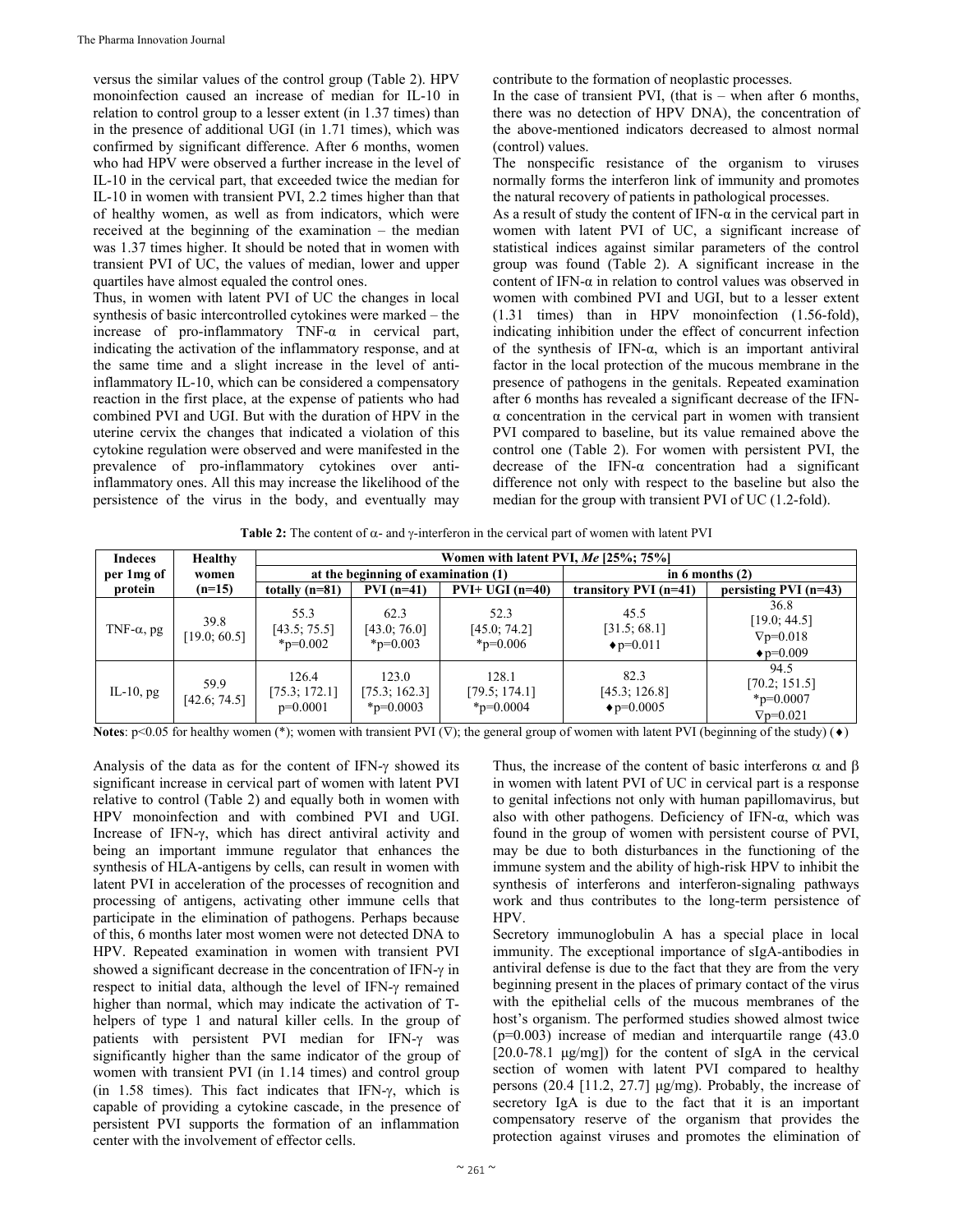versus the similar values of the control group (Table 2). HPV monoinfection caused an increase of median for IL-10 in relation to control group to a lesser extent (in 1.37 times) than in the presence of additional UGI (in 1.71 times), which was confirmed by significant difference. After 6 months, women who had HPV were observed a further increase in the level of IL-10 in the cervical part, that exceeded twice the median for IL-10 in women with transient PVI, 2.2 times higher than that of healthy women, as well as from indicators, which were received at the beginning of the examination – the median was 1.37 times higher. It should be noted that in women with transient PVI of UC, the values of median, lower and upper quartiles have almost equaled the control ones.

Thus, in women with latent PVI of UC the changes in local synthesis of basic intercontrolled cytokines were marked – the increase of pro-inflammatory TNF-α in cervical part, indicating the activation of the inflammatory response, and at the same time and a slight increase in the level of anti-inflammatory IL-10, which can be considered a compensatory reaction in the first place, at the expense of patients who had combined PVI and UGI. But with the duration of HPV in the uterine cervix the changes that indicated a violation of this cytokine regulation were observed and were manifested in the prevalence of pro-inflammatory cytokines over anti-inflammatory ones. All this may increase the likelihood of the persistence of the virus in the body, and eventually may contribute to the formation of neoplastic processes.

In the case of transient PVI, (that is – when after 6 months, there was no detection of HPV DNA), the concentration of the above-mentioned indicators decreased to almost normal (control) values.

The nonspecific resistance of the organism to viruses normally forms the interferon link of immunity and promotes the natural recovery of patients in pathological processes.

As a result of study the content of IFN-α in the cervical part in women with latent PVI of UC, a significant increase of statistical indices against similar parameters of the control group was found (Table 2). A significant increase in the content of IFN-α in relation to control values was observed in women with combined PVI and UGI, but to a lesser extent (1.31 times) than in HPV monoinfection (1.56-fold), indicating inhibition under the effect of concurrent infection of the synthesis of IFN-α, which is an important antiviral factor in the local protection of the mucous membrane in the presence of pathogens in the genitals. Repeated examination after 6 months has revealed a significant decrease of the IFN-α concentration in the cervical part in women with transient PVI compared to baseline, but its value remained above the control one (Table 2). For women with persistent PVI, the decrease of the IFN-α concentration had a significant difference not only with respect to the baseline but also the median for the group with transient PVI of UC (1.2-fold).

**Table 2:** The content of α- and γ-interferon in the cervical part of women with latent PVI

| Indeces per 1mg of protein | Healthy women (n=15) | Women with latent PVI, *Me* [25%; 75%] | | | | |
|---|---|---|---|---|---|---|
| | | at the beginning of examination (1) | | | in 6 months (2) | |
| | | totally (n=81) | PVI (n=41) | PVI+ UGI (n=40) | transitory PVI (n=41) | persisting PVI (n=43) |
| TNF-α, pg | 39.8 [19.0; 60.5] | 55.3 [43.5; 75.5] *p=0.002 | 62.3 [43.0; 76.0] *p=0.003 | 52.3 [45.0; 74.2] *p=0.006 | 45.5 [31.5; 68.1] ♦p=0.011 | 36.8 [19.0; 44.5] ∇p=0.018 ♦p=0.009 |
| IL-10, pg | 59.9 [42.6; 74.5] | 126.4 [75.3; 172.1] p=0.0001 | 123.0 [75.3; 162.3] *p=0.0003 | 128.1 [79.5; 174.1] *p=0.0004 | 82.3 [45.3; 126.8] ♦p=0.0005 | 94.5 [70.2; 151.5] *p=0.0007 ∇p=0.021 |

**Notes**: $p<0.05$ for healthy women (*); women with transient PVI (∇); the general group of women with latent PVI (beginning of the study) (♦)

Analysis of the data as for the content of IFN-γ showed its significant increase in cervical part of women with latent PVI relative to control (Table 2) and equally both in women with HPV monoinfection and with combined PVI and UGI. Increase of IFN-γ, which has direct antiviral activity and being an important immune regulator that enhances the synthesis of HLA-antigens by cells, can result in women with latent PVI in acceleration of the processes of recognition and processing of antigens, activating other immune cells that participate in the elimination of pathogens. Perhaps because of this, 6 months later most women were not detected DNA to HPV. Repeated examination in women with transient PVI showed a significant decrease in the concentration of IFN-γ in respect to initial data, although the level of IFN-γ remained higher than normal, which may indicate the activation of T-helpers of type 1 and natural killer cells. In the group of patients with persistent PVI median for IFN-γ was significantly higher than the same indicator of the group of women with transient PVI (in 1.14 times) and control group (in 1.58 times). This fact indicates that IFN-γ, which is capable of providing a cytokine cascade, in the presence of persistent PVI supports the formation of an inflammation center with the involvement of effector cells.

Thus, the increase of the content of basic interferons α and β in women with latent PVI of UC in cervical part is a response to genital infections not only with human papillomavirus, but also with other pathogens. Deficiency of IFN-α, which was found in the group of women with persistent course of PVI, may be due to both disturbances in the functioning of the immune system and the ability of high-risk HPV to inhibit the synthesis of interferons and interferon-signaling pathways work and thus contributes to the long-term persistence of HPV.

Secretory immunoglobulin A has a special place in local immunity. The exceptional importance of sIgA-antibodies in antiviral defense is due to the fact that they are from the very beginning present in the places of primary contact of the virus with the epithelial cells of the mucous membranes of the host's organism. The performed studies showed almost twice ($p=0.003$) increase of median and interquartile range (43.0 [20.0-78.1 μg/mg]) for the content of sIgA in the cervical section of women with latent PVI compared to healthy persons (20.4 [11.2, 27.7] μg/mg). Probably, the increase of secretory IgA is due to the fact that it is an important compensatory reserve of the organism that provides the protection against viruses and promotes the elimination of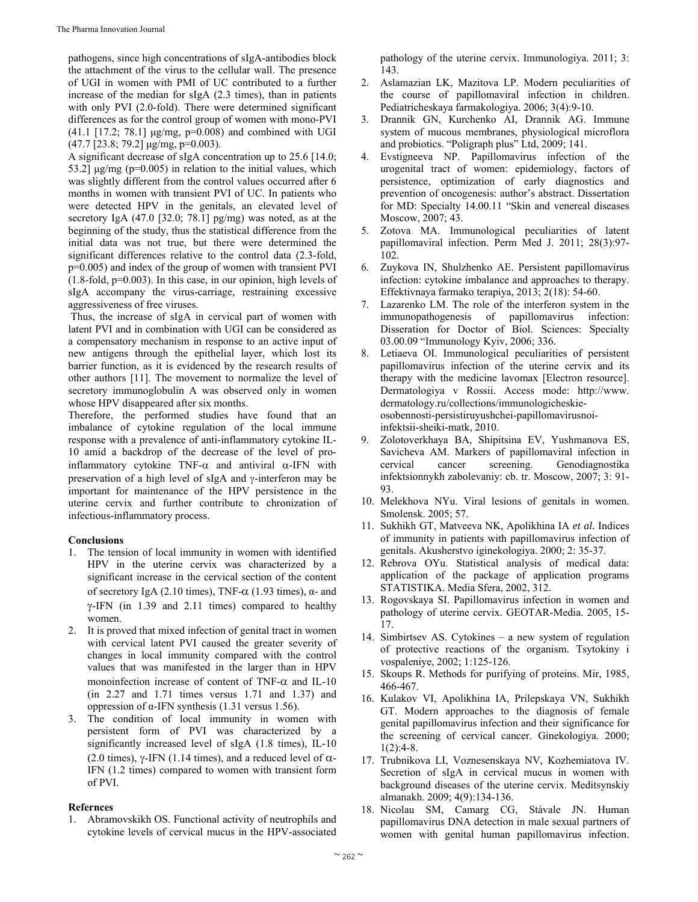pathogens, since high concentrations of sIgA-antibodies block the attachment of the virus to the cellular wall. The presence of UGI in women with PMI of UC contributed to a further increase of the median for sIgA (2.3 times), than in patients with only PVI (2.0-fold). There were determined significant differences as for the control group of women with mono-PVI (41.1 [17.2; 78.1] μg/mg, p=0.008) and combined with UGI (47.7 [23.8; 79.2] μg/mg, p=0.003).

A significant decrease of sIgA concentration up to 25.6 [14.0; 53.2] μg/mg (p=0.005) in relation to the initial values, which was slightly different from the control values occurred after 6 months in women with transient PVI of UC. In patients who were detected HPV in the genitals, an elevated level of secretory IgA (47.0 [32.0; 78.1] pg/mg) was noted, as at the beginning of the study, thus the statistical difference from the initial data was not true, but there were determined the significant differences relative to the control data (2.3-fold, p=0.005) and index of the group of women with transient PVI (1.8-fold, p=0.003). In this case, in our opinion, high levels of sIgA accompany the virus-carriage, restraining excessive aggressiveness of free viruses.

Thus, the increase of sIgA in cervical part of women with latent PVI and in combination with UGI can be considered as a compensatory mechanism in response to an active input of new antigens through the epithelial layer, which lost its barrier function, as it is evidenced by the research results of other authors [11]. The movement to normalize the level of secretory immunoglobulin A was observed only in women whose HPV disappeared after six months.

Therefore, the performed studies have found that an imbalance of cytokine regulation of the local immune response with a prevalence of anti-inflammatory cytokine IL-10 amid a backdrop of the decrease of the level of pro-inflammatory cytokine TNF-$\alpha$ and antiviral $\alpha$-IFN with preservation of a high level of sIgA and $\gamma$-interferon may be important for maintenance of the HPV persistence in the uterine cervix and further contribute to chronization of infectious-inflammatory process.

**Conclusions**

1. The tension of local immunity in women with identified HPV in the uterine cervix was characterized by a significant increase in the cervical section of the content of secretory IgA (2.10 times), TNF-$\alpha$ (1.93 times), $\alpha$- and $\gamma$-IFN (in 1.39 and 2.11 times) compared to healthy women.
2. It is proved that mixed infection of genital tract in women with cervical latent PVI caused the greater severity of changes in local immunity compared with the control values that was manifested in the larger than in HPV monoinfection increase of content of TNF-$\alpha$ and IL-10 (in 2.27 and 1.71 times versus 1.71 and 1.37) and oppression of $\alpha$-IFN synthesis (1.31 versus 1.56).
3. The condition of local immunity in women with persistent form of PVI was characterized by a significantly increased level of sIgA (1.8 times), IL-10 (2.0 times), $\gamma$-IFN (1.14 times), and a reduced level of $\alpha$-IFN (1.2 times) compared to women with transient form of PVI.

**Refernces**

1. Abramovskikh OS. Functional activity of neutrophils and cytokine levels of cervical mucus in the HPV-associated pathology of the uterine cervix. Immunologiya. 2011; 3: 143.
2. Aslamazian LK, Mazitova LP. Modern peculiarities of the course of papillomaviral infection in children. Pediatricheskaya farmakologiya. 2006; 3(4):9-10.
3. Drannik GN, Kurchenko AI, Drannik AG. Immune system of mucous membranes, physiological microflora and probiotics. "Poligraph plus" Ltd, 2009; 141.
4. Evstigneeva NP. Papillomavirus infection of the urogenital tract of women: epidemiology, factors of persistence, optimization of early diagnostics and prevention of oncogenesis: author's abstract. Dissertation for MD: Specialty 14.00.11 "Skin and venereal diseases Moscow, 2007; 43.
5. Zotova MA. Immunological peculiarities of latent papillomaviral infection. Perm Med J. 2011; 28(3):97-102.
6. Zuykova IN, Shulzhenko AE. Persistent papillomavirus infection: cytokine imbalance and approaches to therapy. Effektivnaya farmako terapiya, 2013; 2(18): 54-60.
7. Lazarenko LM. The role of the interferon system in the immunopathogenesis of papillomavirus infection: Disseration for Doctor of Biol. Sciences: Specialty 03.00.09 "Immunology Kyiv, 2006; 336.
8. Letiaeva OI. Immunological peculiarities of persistent papillomavirus infection of the uterine cervix and its therapy with the medicine lavomax [Electron resource]. Dermatologiya v Rossii. Access mode: http://www.dermatology.ru/collections/immunologicheskie-osobennosti-persistiruyushchei-papillomavirusnoi-infektsii-sheiki-matk, 2010.
9. Zolotoverkhaya BA, Shipitsina EV, Yushmanova ES, Savicheva AM. Markers of papillomaviral infection in cervical cancer screening. Genodiagnostika infektsionnykh zabolevaniy: cb. tr. Moscow, 2007; 3: 91-93.
10. Melekhova NYu. Viral lesions of genitals in women. Smolensk. 2005; 57.
11. Sukhikh GT, Matveeva NK, Apolikhina IA *et al.* Indices of immunity in patients with papillomavirus infection of genitals. Akusherstvo iginekologiya. 2000; 2: 35-37.
12. Rebrova OYu. Statistical analysis of medical data: application of the package of application programs STATISTIKA. Media Sfera, 2002, 312.
13. Rogovskaya SI. Papillomavirus infection in women and pathology of uterine cervix. GEOTAR-Media. 2005, 15-17.
14. Simbirtsev AS. Cytokines – a new system of regulation of protective reactions of the organism. Tsytokiny i vospaleniye, 2002; 1:125-126.
15. Skoups R. Methods for purifying of proteins. Mir, 1985, 466-467.
16. Kulakov VI, Apolikhina IA, Prilepskaya VN, Sukhikh GT. Modern approaches to the diagnosis of female genital papillomavirus infection and their significance for the screening of cervical cancer. Ginekologiya. 2000; 1(2):4-8.
17. Trubnikova LI, Voznesenskaya NV, Kozhemiatova IV. Secretion of sIgA in cervical mucus in women with background diseases of the uterine cervix. Meditsynskiy almanakh. 2009; 4(9):134-136.
18. Nicolau SM, Camarg CG, Stávale JN. Human papillomavirus DNA detection in male sexual partners of women with genital human papillomavirus infection.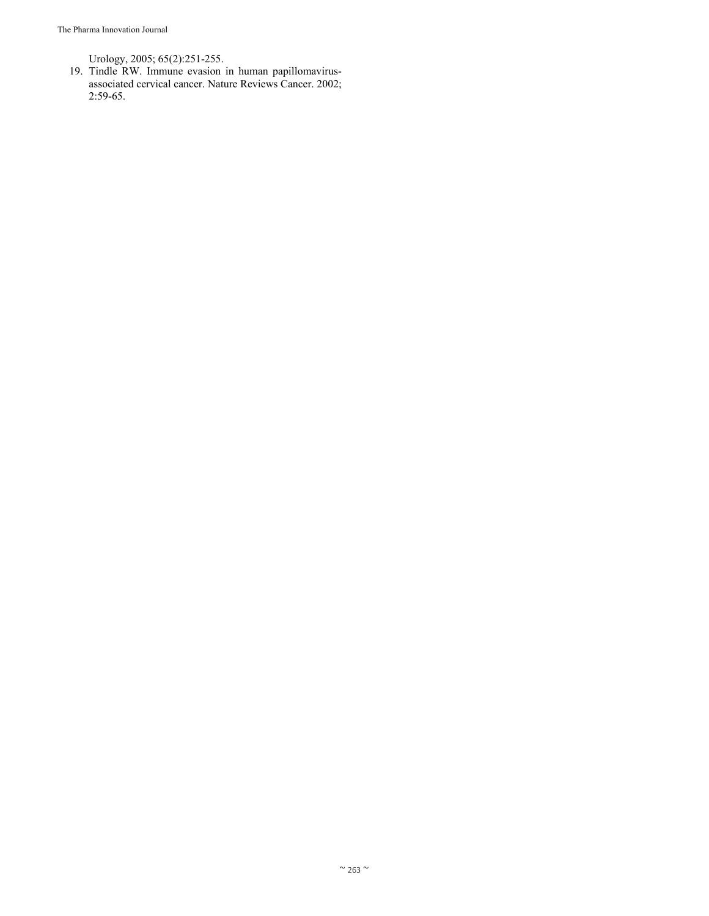Urology, 2005; 65(2):251-255.

19. Tindle RW. Immune evasion in human papillomavirus-associated cervical cancer. Nature Reviews Cancer. 2002; 2:59-65.